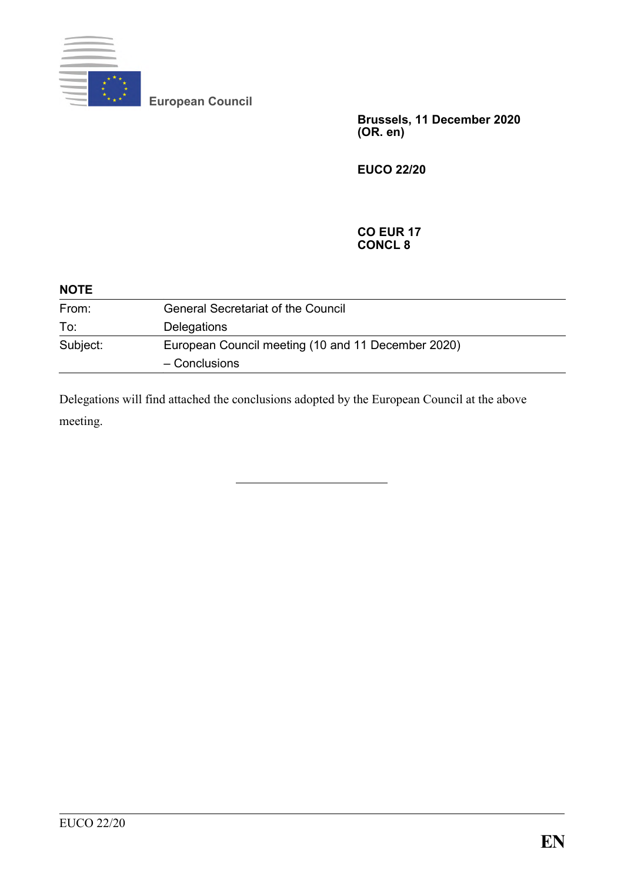European Council

**Brussels, 11 December 2020**
**(OR. en)**

**EUCO 22/20**

**CO EUR 17**
**CONCL 8**

**NOTE**

| | |
|---|---|
| From: | General Secretariat of the Council |
| To: | Delegations |
| Subject: | European Council meeting (10 and 11 December 2020) – Conclusions |

Delegations will find attached the conclusions adopted by the European Council at the above meeting.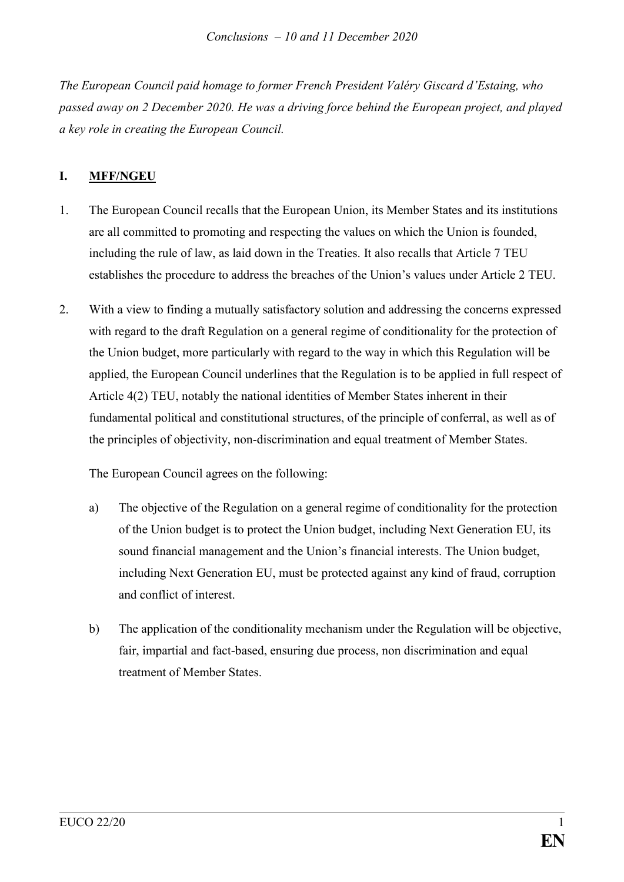*The European Council paid homage to former French President Valéry Giscard d'Estaing, who passed away on 2 December 2020. He was a driving force behind the European project, and played a key role in creating the European Council.*

## I. MFF/NGEU

1. The European Council recalls that the European Union, its Member States and its institutions are all committed to promoting and respecting the values on which the Union is founded, including the rule of law, as laid down in the Treaties. It also recalls that Article 7 TEU establishes the procedure to address the breaches of the Union's values under Article 2 TEU.

2. With a view to finding a mutually satisfactory solution and addressing the concerns expressed with regard to the draft Regulation on a general regime of conditionality for the protection of the Union budget, more particularly with regard to the way in which this Regulation will be applied, the European Council underlines that the Regulation is to be applied in full respect of Article 4(2) TEU, notably the national identities of Member States inherent in their fundamental political and constitutional structures, of the principle of conferral, as well as of the principles of objectivity, non-discrimination and equal treatment of Member States.

   The European Council agrees on the following:

   a) The objective of the Regulation on a general regime of conditionality for the protection of the Union budget is to protect the Union budget, including Next Generation EU, its sound financial management and the Union's financial interests. The Union budget, including Next Generation EU, must be protected against any kind of fraud, corruption and conflict of interest.

   b) The application of the conditionality mechanism under the Regulation will be objective, fair, impartial and fact-based, ensuring due process, non discrimination and equal treatment of Member States.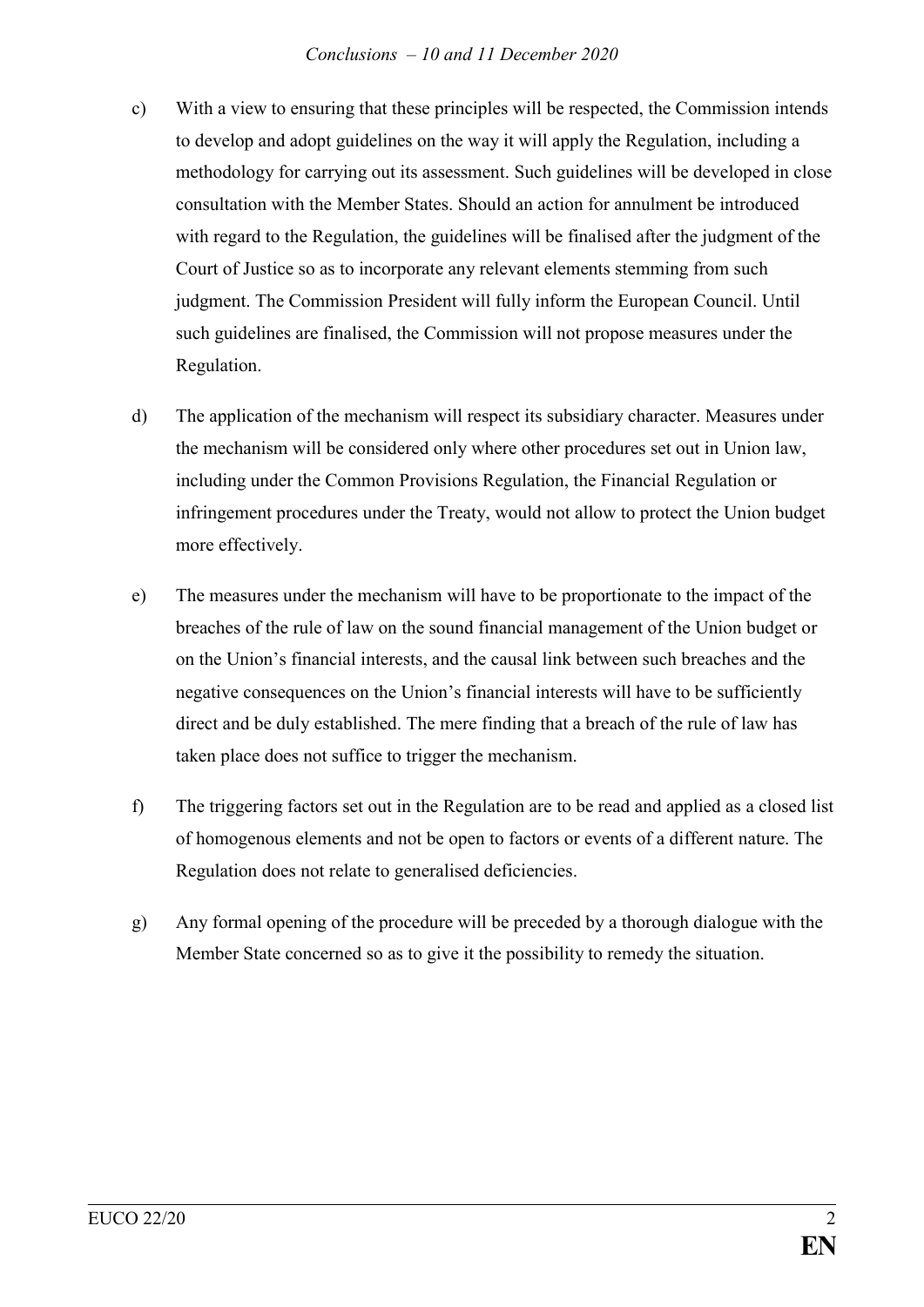c) With a view to ensuring that these principles will be respected, the Commission intends to develop and adopt guidelines on the way it will apply the Regulation, including a methodology for carrying out its assessment. Such guidelines will be developed in close consultation with the Member States. Should an action for annulment be introduced with regard to the Regulation, the guidelines will be finalised after the judgment of the Court of Justice so as to incorporate any relevant elements stemming from such judgment. The Commission President will fully inform the European Council. Until such guidelines are finalised, the Commission will not propose measures under the Regulation.

d) The application of the mechanism will respect its subsidiary character. Measures under the mechanism will be considered only where other procedures set out in Union law, including under the Common Provisions Regulation, the Financial Regulation or infringement procedures under the Treaty, would not allow to protect the Union budget more effectively.

e) The measures under the mechanism will have to be proportionate to the impact of the breaches of the rule of law on the sound financial management of the Union budget or on the Union's financial interests, and the causal link between such breaches and the negative consequences on the Union's financial interests will have to be sufficiently direct and be duly established. The mere finding that a breach of the rule of law has taken place does not suffice to trigger the mechanism.

f) The triggering factors set out in the Regulation are to be read and applied as a closed list of homogenous elements and not be open to factors or events of a different nature. The Regulation does not relate to generalised deficiencies.

g) Any formal opening of the procedure will be preceded by a thorough dialogue with the Member State concerned so as to give it the possibility to remedy the situation.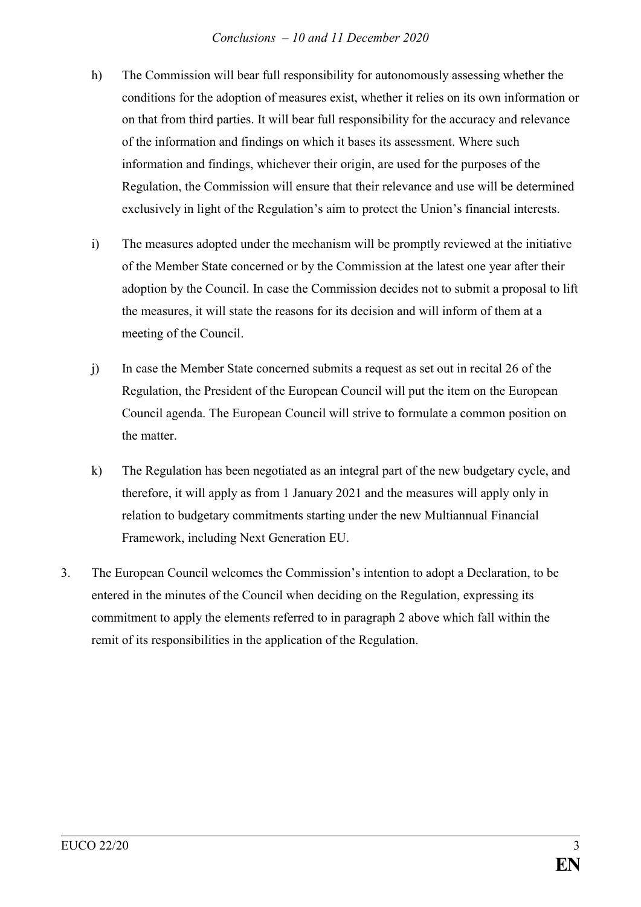h) The Commission will bear full responsibility for autonomously assessing whether the conditions for the adoption of measures exist, whether it relies on its own information or on that from third parties. It will bear full responsibility for the accuracy and relevance of the information and findings on which it bases its assessment. Where such information and findings, whichever their origin, are used for the purposes of the Regulation, the Commission will ensure that their relevance and use will be determined exclusively in light of the Regulation's aim to protect the Union's financial interests.

i) The measures adopted under the mechanism will be promptly reviewed at the initiative of the Member State concerned or by the Commission at the latest one year after their adoption by the Council. In case the Commission decides not to submit a proposal to lift the measures, it will state the reasons for its decision and will inform of them at a meeting of the Council.

j) In case the Member State concerned submits a request as set out in recital 26 of the Regulation, the President of the European Council will put the item on the European Council agenda. The European Council will strive to formulate a common position on the matter.

k) The Regulation has been negotiated as an integral part of the new budgetary cycle, and therefore, it will apply as from 1 January 2021 and the measures will apply only in relation to budgetary commitments starting under the new Multiannual Financial Framework, including Next Generation EU.

3. The European Council welcomes the Commission's intention to adopt a Declaration, to be entered in the minutes of the Council when deciding on the Regulation, expressing its commitment to apply the elements referred to in paragraph 2 above which fall within the remit of its responsibilities in the application of the Regulation.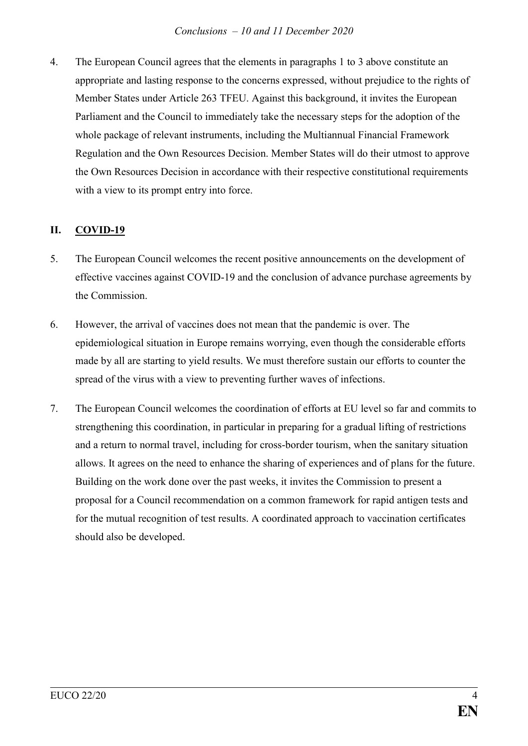4. The European Council agrees that the elements in paragraphs 1 to 3 above constitute an appropriate and lasting response to the concerns expressed, without prejudice to the rights of Member States under Article 263 TFEU. Against this background, it invites the European Parliament and the Council to immediately take the necessary steps for the adoption of the whole package of relevant instruments, including the Multiannual Financial Framework Regulation and the Own Resources Decision. Member States will do their utmost to approve the Own Resources Decision in accordance with their respective constitutional requirements with a view to its prompt entry into force.

## II. COVID-19

5. The European Council welcomes the recent positive announcements on the development of effective vaccines against COVID-19 and the conclusion of advance purchase agreements by the Commission.

6. However, the arrival of vaccines does not mean that the pandemic is over. The epidemiological situation in Europe remains worrying, even though the considerable efforts made by all are starting to yield results. We must therefore sustain our efforts to counter the spread of the virus with a view to preventing further waves of infections.

7. The European Council welcomes the coordination of efforts at EU level so far and commits to strengthening this coordination, in particular in preparing for a gradual lifting of restrictions and a return to normal travel, including for cross-border tourism, when the sanitary situation allows. It agrees on the need to enhance the sharing of experiences and of plans for the future. Building on the work done over the past weeks, it invites the Commission to present a proposal for a Council recommendation on a common framework for rapid antigen tests and for the mutual recognition of test results. A coordinated approach to vaccination certificates should also be developed.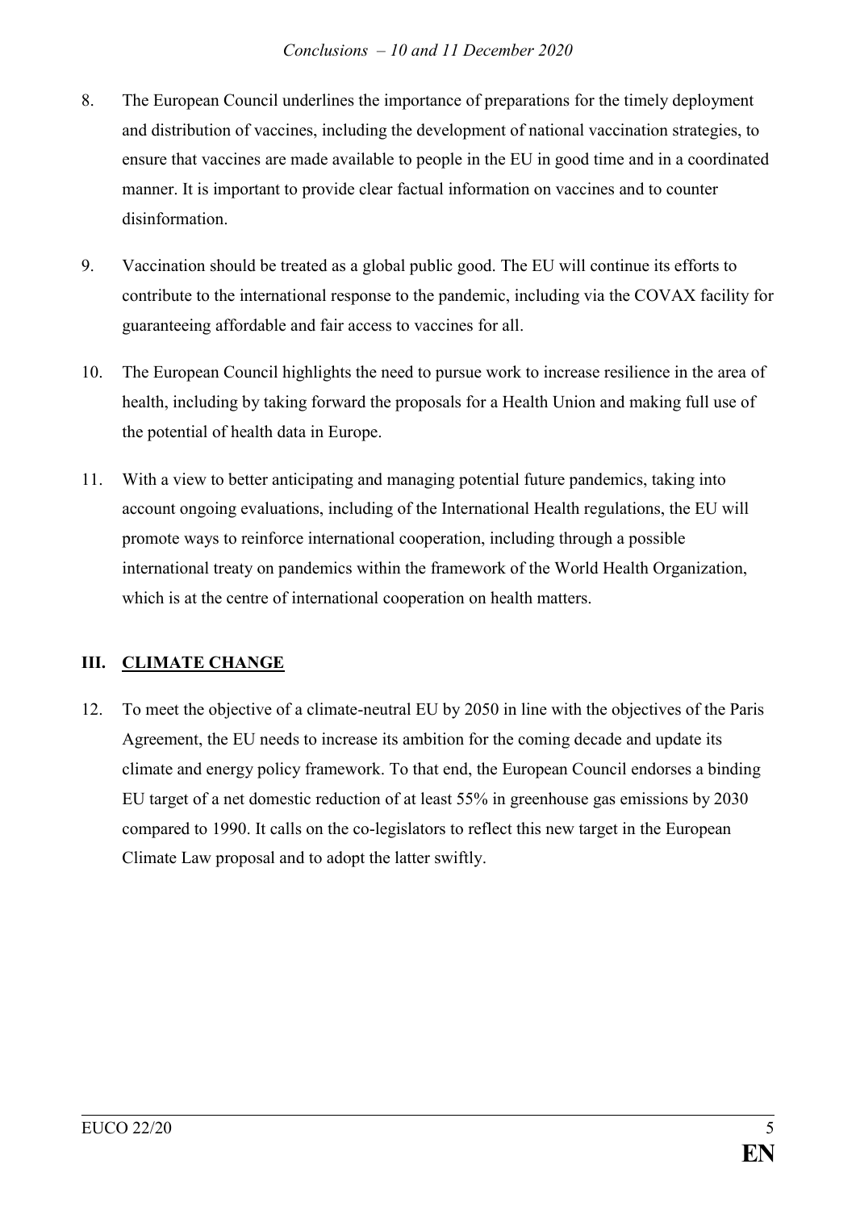8. The European Council underlines the importance of preparations for the timely deployment and distribution of vaccines, including the development of national vaccination strategies, to ensure that vaccines are made available to people in the EU in good time and in a coordinated manner. It is important to provide clear factual information on vaccines and to counter disinformation.

9. Vaccination should be treated as a global public good. The EU will continue its efforts to contribute to the international response to the pandemic, including via the COVAX facility for guaranteeing affordable and fair access to vaccines for all.

10. The European Council highlights the need to pursue work to increase resilience in the area of health, including by taking forward the proposals for a Health Union and making full use of the potential of health data in Europe.

11. With a view to better anticipating and managing potential future pandemics, taking into account ongoing evaluations, including of the International Health regulations, the EU will promote ways to reinforce international cooperation, including through a possible international treaty on pandemics within the framework of the World Health Organization, which is at the centre of international cooperation on health matters.

## III. CLIMATE CHANGE

12. To meet the objective of a climate-neutral EU by 2050 in line with the objectives of the Paris Agreement, the EU needs to increase its ambition for the coming decade and update its climate and energy policy framework. To that end, the European Council endorses a binding EU target of a net domestic reduction of at least 55% in greenhouse gas emissions by 2030 compared to 1990. It calls on the co-legislators to reflect this new target in the European Climate Law proposal and to adopt the latter swiftly.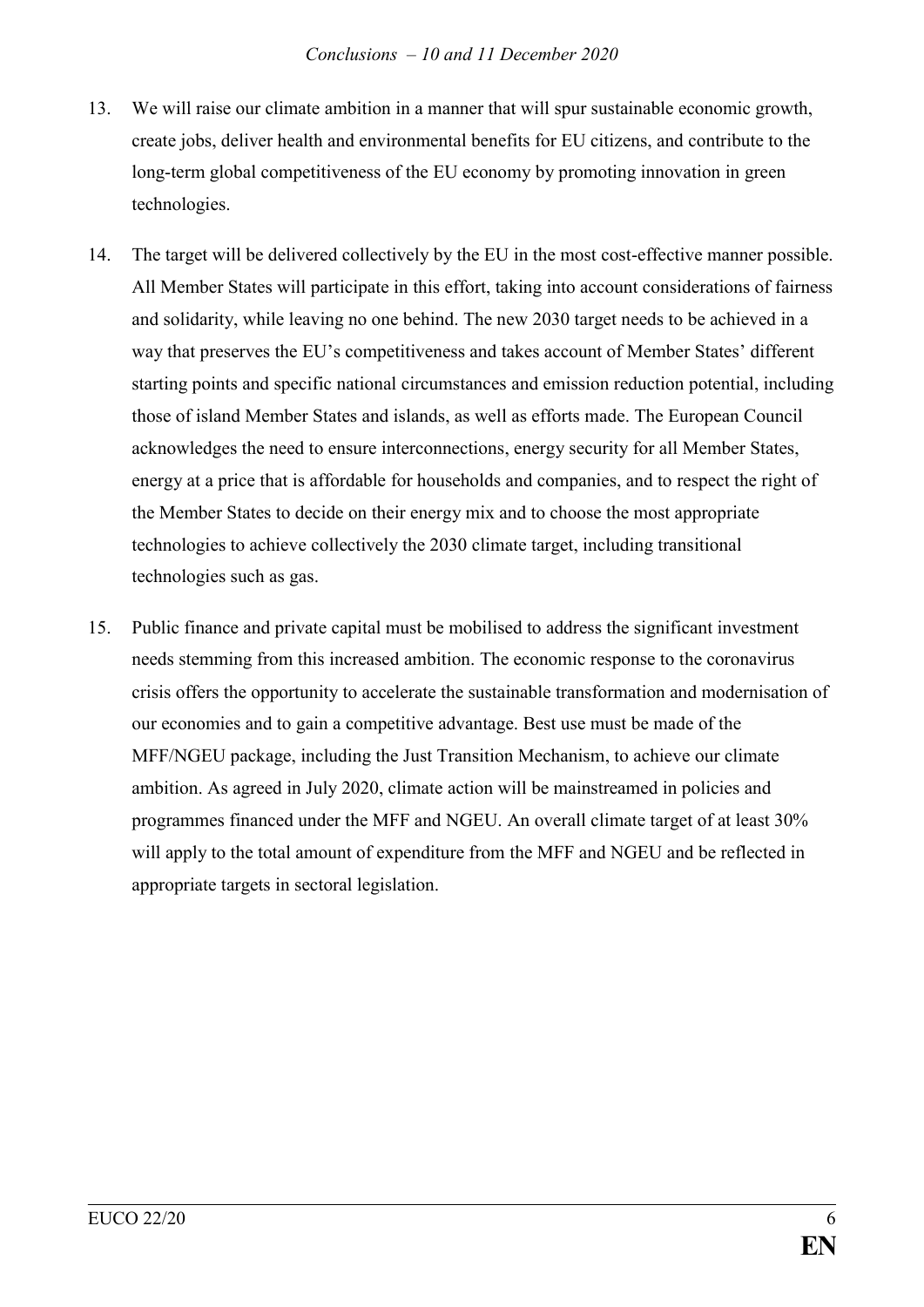13. We will raise our climate ambition in a manner that will spur sustainable economic growth, create jobs, deliver health and environmental benefits for EU citizens, and contribute to the long-term global competitiveness of the EU economy by promoting innovation in green technologies.

14. The target will be delivered collectively by the EU in the most cost-effective manner possible. All Member States will participate in this effort, taking into account considerations of fairness and solidarity, while leaving no one behind. The new 2030 target needs to be achieved in a way that preserves the EU's competitiveness and takes account of Member States' different starting points and specific national circumstances and emission reduction potential, including those of island Member States and islands, as well as efforts made. The European Council acknowledges the need to ensure interconnections, energy security for all Member States, energy at a price that is affordable for households and companies, and to respect the right of the Member States to decide on their energy mix and to choose the most appropriate technologies to achieve collectively the 2030 climate target, including transitional technologies such as gas.

15. Public finance and private capital must be mobilised to address the significant investment needs stemming from this increased ambition. The economic response to the coronavirus crisis offers the opportunity to accelerate the sustainable transformation and modernisation of our economies and to gain a competitive advantage. Best use must be made of the MFF/NGEU package, including the Just Transition Mechanism, to achieve our climate ambition. As agreed in July 2020, climate action will be mainstreamed in policies and programmes financed under the MFF and NGEU. An overall climate target of at least 30% will apply to the total amount of expenditure from the MFF and NGEU and be reflected in appropriate targets in sectoral legislation.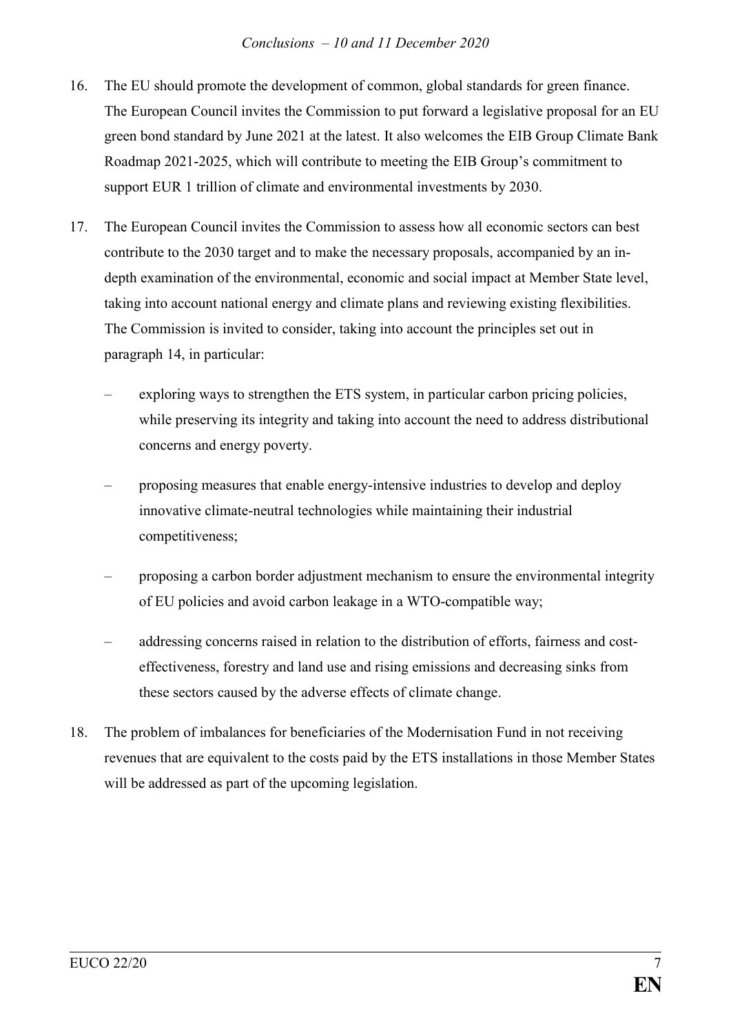16. The EU should promote the development of common, global standards for green finance. The European Council invites the Commission to put forward a legislative proposal for an EU green bond standard by June 2021 at the latest. It also welcomes the EIB Group Climate Bank Roadmap 2021-2025, which will contribute to meeting the EIB Group's commitment to support EUR 1 trillion of climate and environmental investments by 2030.

17. The European Council invites the Commission to assess how all economic sectors can best contribute to the 2030 target and to make the necessary proposals, accompanied by an in-depth examination of the environmental, economic and social impact at Member State level, taking into account national energy and climate plans and reviewing existing flexibilities. The Commission is invited to consider, taking into account the principles set out in paragraph 14, in particular:

    – exploring ways to strengthen the ETS system, in particular carbon pricing policies, while preserving its integrity and taking into account the need to address distributional concerns and energy poverty.

    – proposing measures that enable energy-intensive industries to develop and deploy innovative climate-neutral technologies while maintaining their industrial competitiveness;

    – proposing a carbon border adjustment mechanism to ensure the environmental integrity of EU policies and avoid carbon leakage in a WTO-compatible way;

    – addressing concerns raised in relation to the distribution of efforts, fairness and cost-effectiveness, forestry and land use and rising emissions and decreasing sinks from these sectors caused by the adverse effects of climate change.

18. The problem of imbalances for beneficiaries of the Modernisation Fund in not receiving revenues that are equivalent to the costs paid by the ETS installations in those Member States will be addressed as part of the upcoming legislation.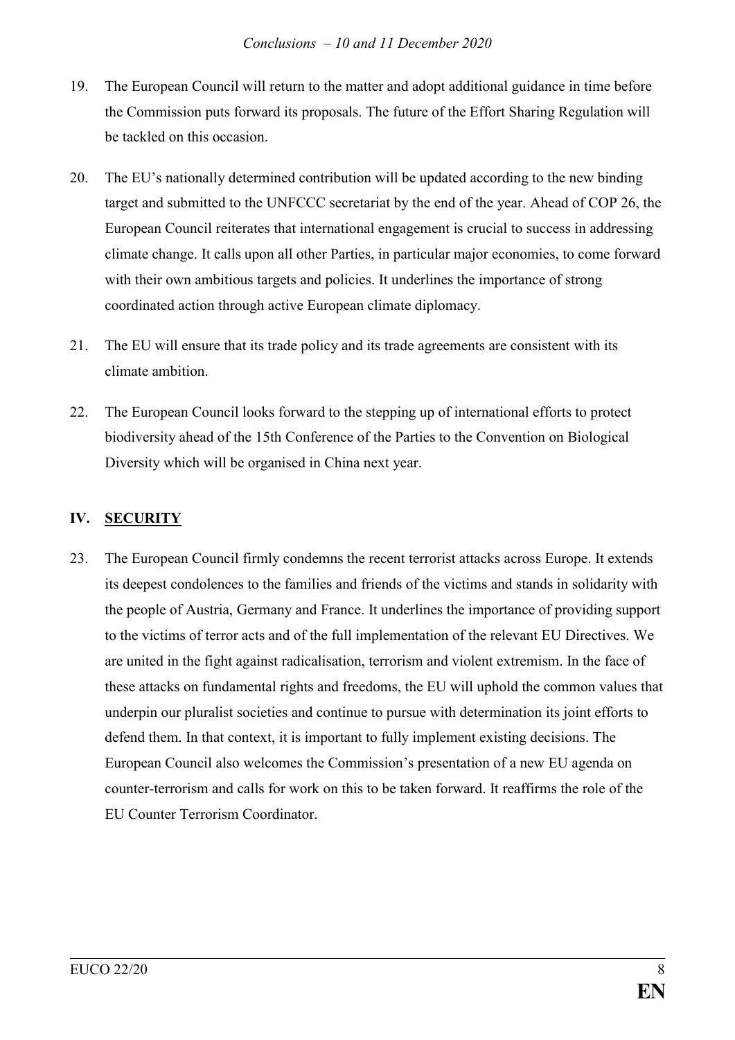19. The European Council will return to the matter and adopt additional guidance in time before the Commission puts forward its proposals. The future of the Effort Sharing Regulation will be tackled on this occasion.

20. The EU's nationally determined contribution will be updated according to the new binding target and submitted to the UNFCCC secretariat by the end of the year. Ahead of COP 26, the European Council reiterates that international engagement is crucial to success in addressing climate change. It calls upon all other Parties, in particular major economies, to come forward with their own ambitious targets and policies. It underlines the importance of strong coordinated action through active European climate diplomacy.

21. The EU will ensure that its trade policy and its trade agreements are consistent with its climate ambition.

22. The European Council looks forward to the stepping up of international efforts to protect biodiversity ahead of the 15th Conference of the Parties to the Convention on Biological Diversity which will be organised in China next year.

## IV. SECURITY

23. The European Council firmly condemns the recent terrorist attacks across Europe. It extends its deepest condolences to the families and friends of the victims and stands in solidarity with the people of Austria, Germany and France. It underlines the importance of providing support to the victims of terror acts and of the full implementation of the relevant EU Directives. We are united in the fight against radicalisation, terrorism and violent extremism. In the face of these attacks on fundamental rights and freedoms, the EU will uphold the common values that underpin our pluralist societies and continue to pursue with determination its joint efforts to defend them. In that context, it is important to fully implement existing decisions. The European Council also welcomes the Commission's presentation of a new EU agenda on counter-terrorism and calls for work on this to be taken forward. It reaffirms the role of the EU Counter Terrorism Coordinator.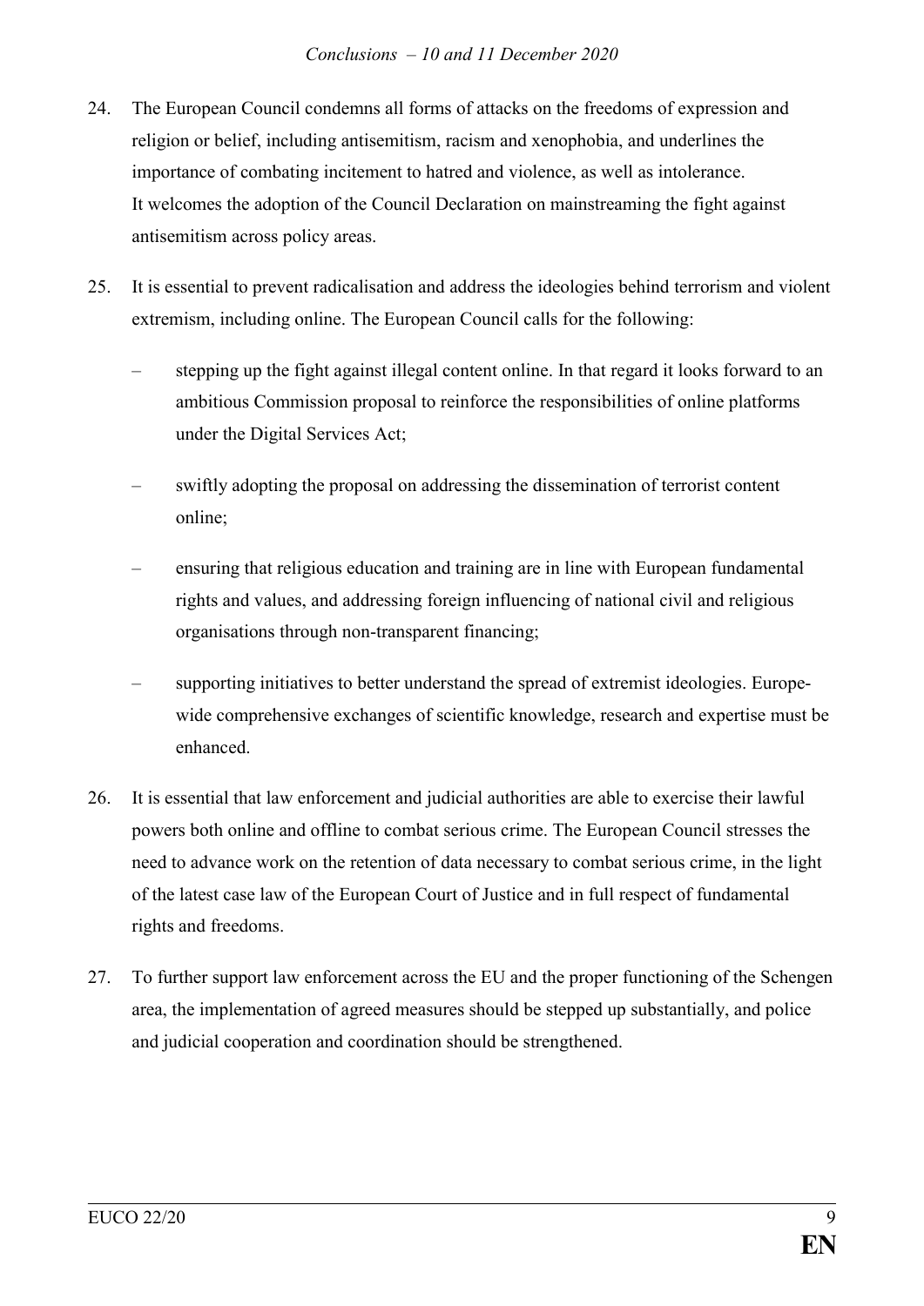24. The European Council condemns all forms of attacks on the freedoms of expression and religion or belief, including antisemitism, racism and xenophobia, and underlines the importance of combating incitement to hatred and violence, as well as intolerance. It welcomes the adoption of the Council Declaration on mainstreaming the fight against antisemitism across policy areas.

25. It is essential to prevent radicalisation and address the ideologies behind terrorism and violent extremism, including online. The European Council calls for the following:

   – stepping up the fight against illegal content online. In that regard it looks forward to an ambitious Commission proposal to reinforce the responsibilities of online platforms under the Digital Services Act;

   – swiftly adopting the proposal on addressing the dissemination of terrorist content online;

   – ensuring that religious education and training are in line with European fundamental rights and values, and addressing foreign influencing of national civil and religious organisations through non-transparent financing;

   – supporting initiatives to better understand the spread of extremist ideologies. Europe-wide comprehensive exchanges of scientific knowledge, research and expertise must be enhanced.

26. It is essential that law enforcement and judicial authorities are able to exercise their lawful powers both online and offline to combat serious crime. The European Council stresses the need to advance work on the retention of data necessary to combat serious crime, in the light of the latest case law of the European Court of Justice and in full respect of fundamental rights and freedoms.

27. To further support law enforcement across the EU and the proper functioning of the Schengen area, the implementation of agreed measures should be stepped up substantially, and police and judicial cooperation and coordination should be strengthened.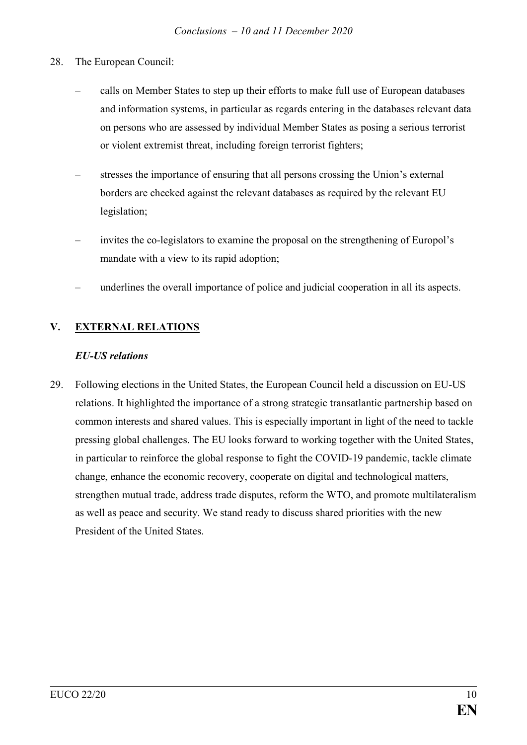28. The European Council:

    – calls on Member States to step up their efforts to make full use of European databases and information systems, in particular as regards entering in the databases relevant data on persons who are assessed by individual Member States as posing a serious terrorist or violent extremist threat, including foreign terrorist fighters;

    – stresses the importance of ensuring that all persons crossing the Union's external borders are checked against the relevant databases as required by the relevant EU legislation;

    – invites the co-legislators to examine the proposal on the strengthening of Europol's mandate with a view to its rapid adoption;

    – underlines the overall importance of police and judicial cooperation in all its aspects.

## V. EXTERNAL RELATIONS

### *EU-US relations*

29. Following elections in the United States, the European Council held a discussion on EU-US relations. It highlighted the importance of a strong strategic transatlantic partnership based on common interests and shared values. This is especially important in light of the need to tackle pressing global challenges. The EU looks forward to working together with the United States, in particular to reinforce the global response to fight the COVID-19 pandemic, tackle climate change, enhance the economic recovery, cooperate on digital and technological matters, strengthen mutual trade, address trade disputes, reform the WTO, and promote multilateralism as well as peace and security. We stand ready to discuss shared priorities with the new President of the United States.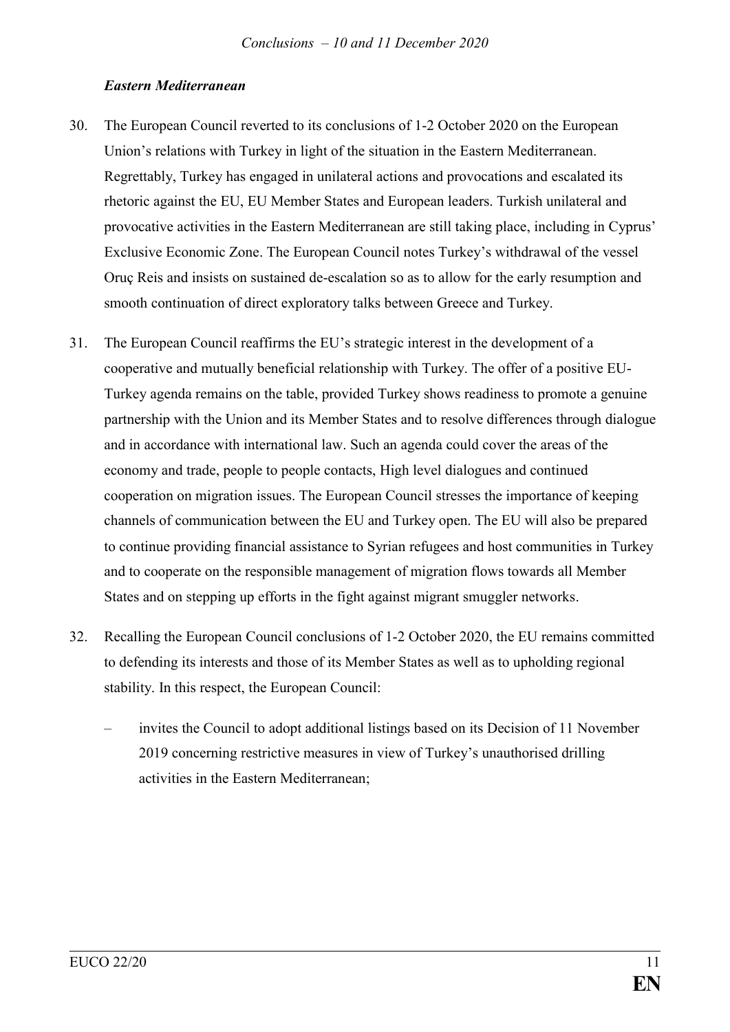### *Eastern Mediterranean*

30. The European Council reverted to its conclusions of 1-2 October 2020 on the European Union's relations with Turkey in light of the situation in the Eastern Mediterranean. Regrettably, Turkey has engaged in unilateral actions and provocations and escalated its rhetoric against the EU, EU Member States and European leaders. Turkish unilateral and provocative activities in the Eastern Mediterranean are still taking place, including in Cyprus' Exclusive Economic Zone. The European Council notes Turkey's withdrawal of the vessel Oruç Reis and insists on sustained de-escalation so as to allow for the early resumption and smooth continuation of direct exploratory talks between Greece and Turkey.

31. The European Council reaffirms the EU's strategic interest in the development of a cooperative and mutually beneficial relationship with Turkey. The offer of a positive EU-Turkey agenda remains on the table, provided Turkey shows readiness to promote a genuine partnership with the Union and its Member States and to resolve differences through dialogue and in accordance with international law. Such an agenda could cover the areas of the economy and trade, people to people contacts, High level dialogues and continued cooperation on migration issues. The European Council stresses the importance of keeping channels of communication between the EU and Turkey open. The EU will also be prepared to continue providing financial assistance to Syrian refugees and host communities in Turkey and to cooperate on the responsible management of migration flows towards all Member States and on stepping up efforts in the fight against migrant smuggler networks.

32. Recalling the European Council conclusions of 1-2 October 2020, the EU remains committed to defending its interests and those of its Member States as well as to upholding regional stability. In this respect, the European Council:

    – invites the Council to adopt additional listings based on its Decision of 11 November 2019 concerning restrictive measures in view of Turkey's unauthorised drilling activities in the Eastern Mediterranean;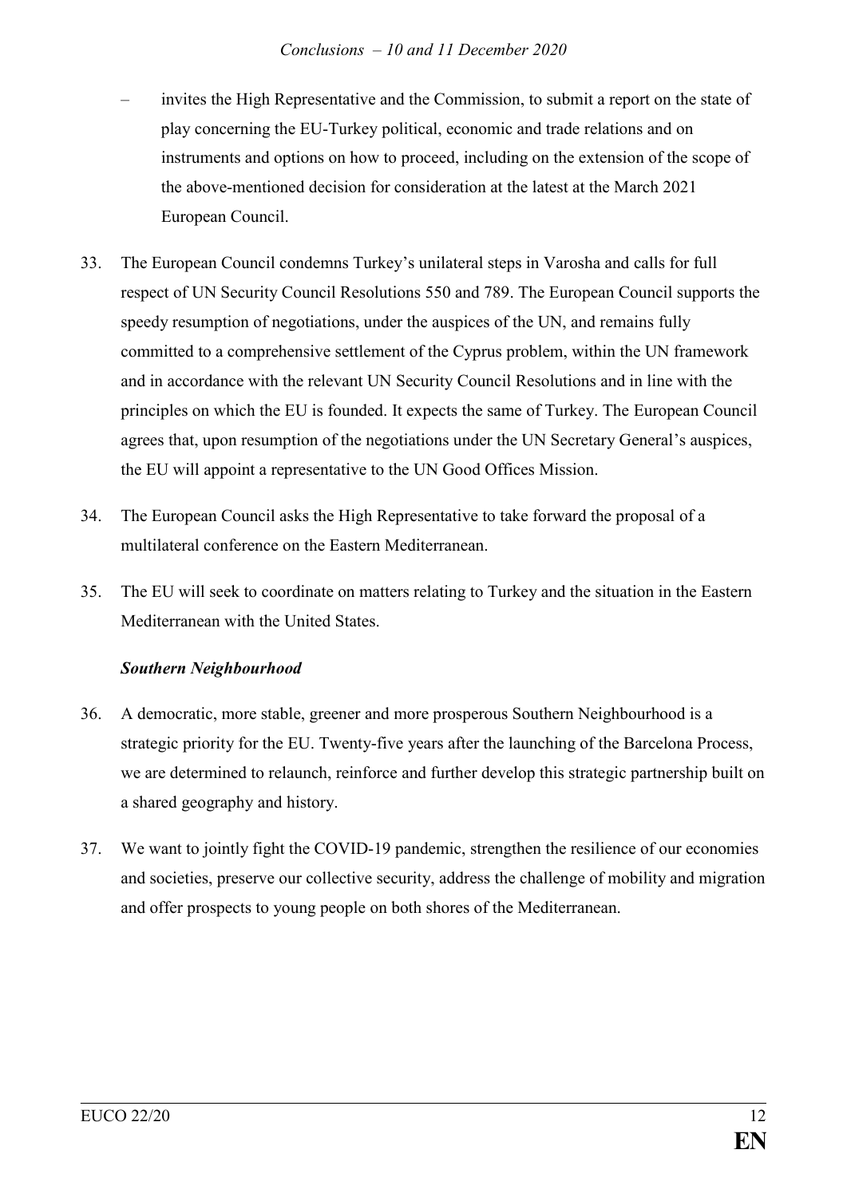– invites the High Representative and the Commission, to submit a report on the state of play concerning the EU-Turkey political, economic and trade relations and on instruments and options on how to proceed, including on the extension of the scope of the above-mentioned decision for consideration at the latest at the March 2021 European Council.

33. The European Council condemns Turkey's unilateral steps in Varosha and calls for full respect of UN Security Council Resolutions 550 and 789. The European Council supports the speedy resumption of negotiations, under the auspices of the UN, and remains fully committed to a comprehensive settlement of the Cyprus problem, within the UN framework and in accordance with the relevant UN Security Council Resolutions and in line with the principles on which the EU is founded. It expects the same of Turkey. The European Council agrees that, upon resumption of the negotiations under the UN Secretary General's auspices, the EU will appoint a representative to the UN Good Offices Mission.

34. The European Council asks the High Representative to take forward the proposal of a multilateral conference on the Eastern Mediterranean.

35. The EU will seek to coordinate on matters relating to Turkey and the situation in the Eastern Mediterranean with the United States.

### *Southern Neighbourhood*

36. A democratic, more stable, greener and more prosperous Southern Neighbourhood is a strategic priority for the EU. Twenty-five years after the launching of the Barcelona Process, we are determined to relaunch, reinforce and further develop this strategic partnership built on a shared geography and history.

37. We want to jointly fight the COVID-19 pandemic, strengthen the resilience of our economies and societies, preserve our collective security, address the challenge of mobility and migration and offer prospects to young people on both shores of the Mediterranean.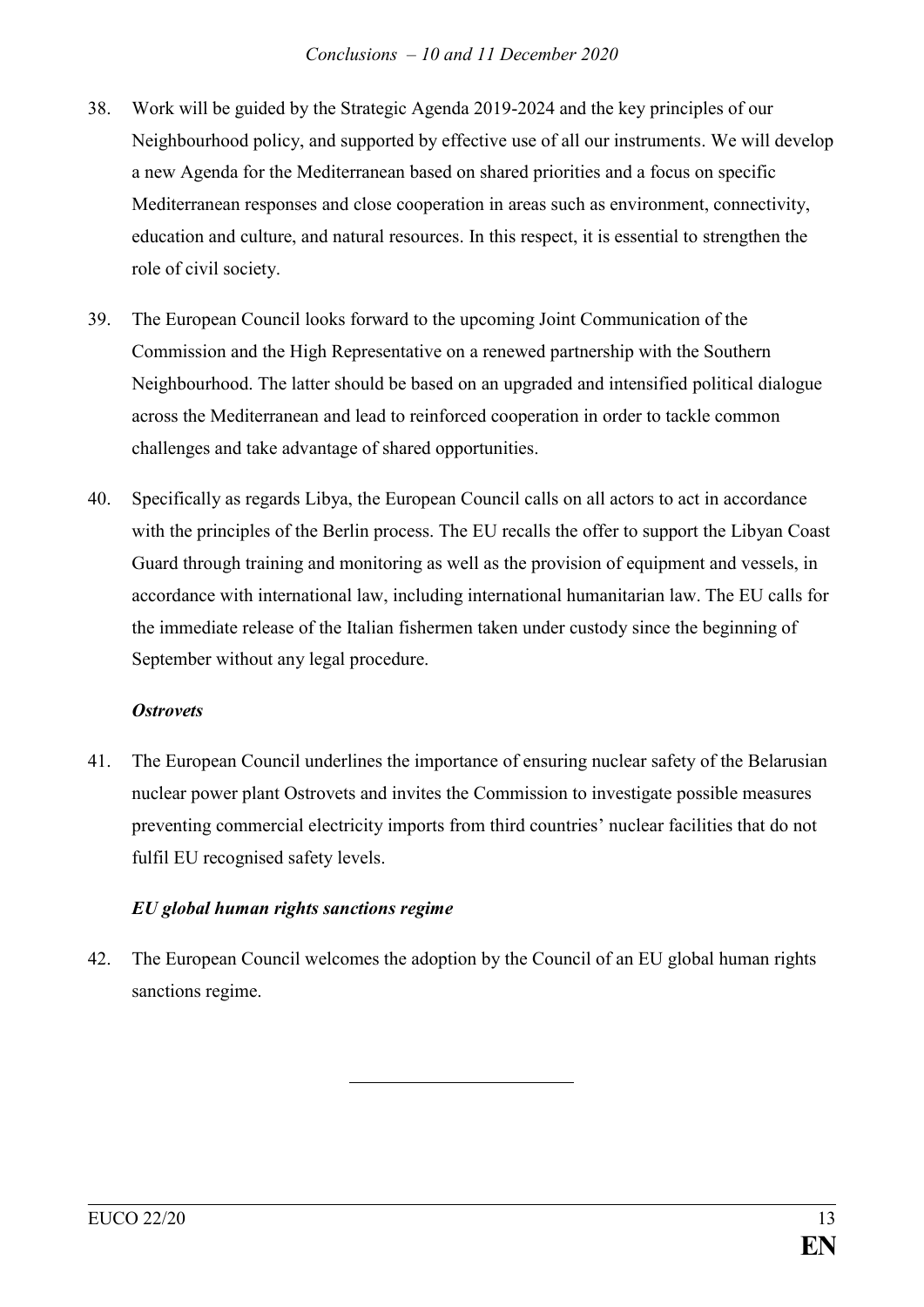38. Work will be guided by the Strategic Agenda 2019-2024 and the key principles of our Neighbourhood policy, and supported by effective use of all our instruments. We will develop a new Agenda for the Mediterranean based on shared priorities and a focus on specific Mediterranean responses and close cooperation in areas such as environment, connectivity, education and culture, and natural resources. In this respect, it is essential to strengthen the role of civil society.

39. The European Council looks forward to the upcoming Joint Communication of the Commission and the High Representative on a renewed partnership with the Southern Neighbourhood. The latter should be based on an upgraded and intensified political dialogue across the Mediterranean and lead to reinforced cooperation in order to tackle common challenges and take advantage of shared opportunities.

40. Specifically as regards Libya, the European Council calls on all actors to act in accordance with the principles of the Berlin process. The EU recalls the offer to support the Libyan Coast Guard through training and monitoring as well as the provision of equipment and vessels, in accordance with international law, including international humanitarian law. The EU calls for the immediate release of the Italian fishermen taken under custody since the beginning of September without any legal procedure.

***Ostrovets***

41. The European Council underlines the importance of ensuring nuclear safety of the Belarusian nuclear power plant Ostrovets and invites the Commission to investigate possible measures preventing commercial electricity imports from third countries' nuclear facilities that do not fulfil EU recognised safety levels.

***EU global human rights sanctions regime***

42. The European Council welcomes the adoption by the Council of an EU global human rights sanctions regime.